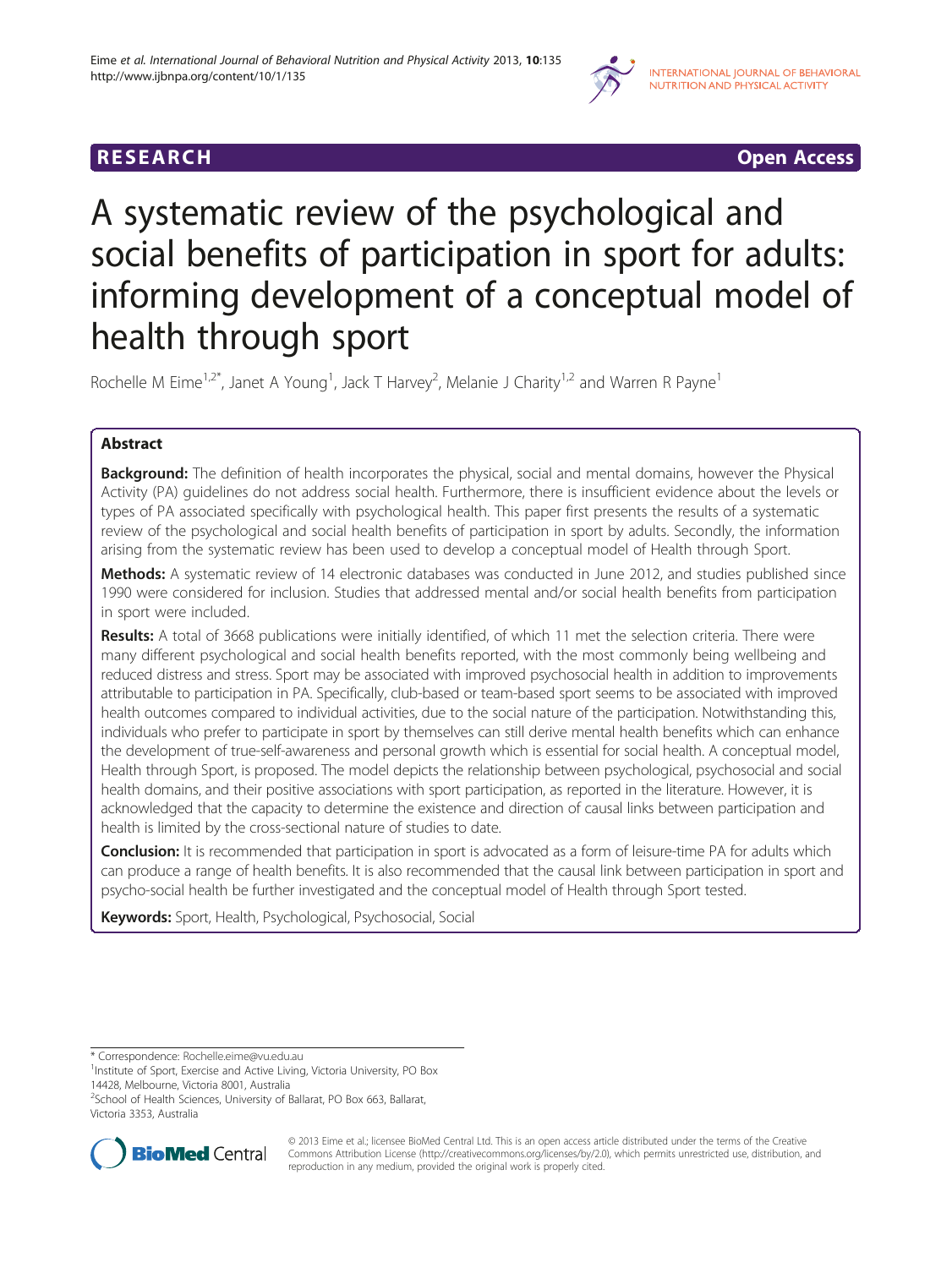RESEARCH Open Access

# A systematic review of the psychological and social benefits of participation in sport for adults: informing development of a conceptual model of health through sport

Rochelle M Eime[1,2*], Janet A Young[1], Jack T Harvey[2], Melanie J Charity[1,2] and Warren R Payne[1]

## Abstract

**Background:** The definition of health incorporates the physical, social and mental domains, however the Physical Activity (PA) guidelines do not address social health. Furthermore, there is insufficient evidence about the levels or types of PA associated specifically with psychological health. This paper first presents the results of a systematic review of the psychological and social health benefits of participation in sport by adults. Secondly, the information arising from the systematic review has been used to develop a conceptual model of Health through Sport.

**Methods:** A systematic review of 14 electronic databases was conducted in June 2012, and studies published since 1990 were considered for inclusion. Studies that addressed mental and/or social health benefits from participation in sport were included.

**Results:** A total of 3668 publications were initially identified, of which 11 met the selection criteria. There were many different psychological and social health benefits reported, with the most commonly being wellbeing and reduced distress and stress. Sport may be associated with improved psychosocial health in addition to improvements attributable to participation in PA. Specifically, club-based or team-based sport seems to be associated with improved health outcomes compared to individual activities, due to the social nature of the participation. Notwithstanding this, individuals who prefer to participate in sport by themselves can still derive mental health benefits which can enhance the development of true-self-awareness and personal growth which is essential for social health. A conceptual model, Health through Sport, is proposed. The model depicts the relationship between psychological, psychosocial and social health domains, and their positive associations with sport participation, as reported in the literature. However, it is acknowledged that the capacity to determine the existence and direction of causal links between participation and health is limited by the cross-sectional nature of studies to date.

**Conclusion:** It is recommended that participation in sport is advocated as a form of leisure-time PA for adults which can produce a range of health benefits. It is also recommended that the causal link between participation in sport and psycho-social health be further investigated and the conceptual model of Health through Sport tested.

**Keywords:** Sport, Health, Psychological, Psychosocial, Social

\* Correspondence: Rochelle.eime@vu.edu.au

[1]Institute of Sport, Exercise and Active Living, Victoria University, PO Box 14428, Melbourne, Victoria 8001, Australia

[2]School of Health Sciences, University of Ballarat, PO Box 663, Ballarat, Victoria 3353, Australia

© 2013 Eime et al.; licensee BioMed Central Ltd. This is an open access article distributed under the terms of the Creative Commons Attribution License (http://creativecommons.org/licenses/by/2.0), which permits unrestricted use, distribution, and reproduction in any medium, provided the original work is properly cited.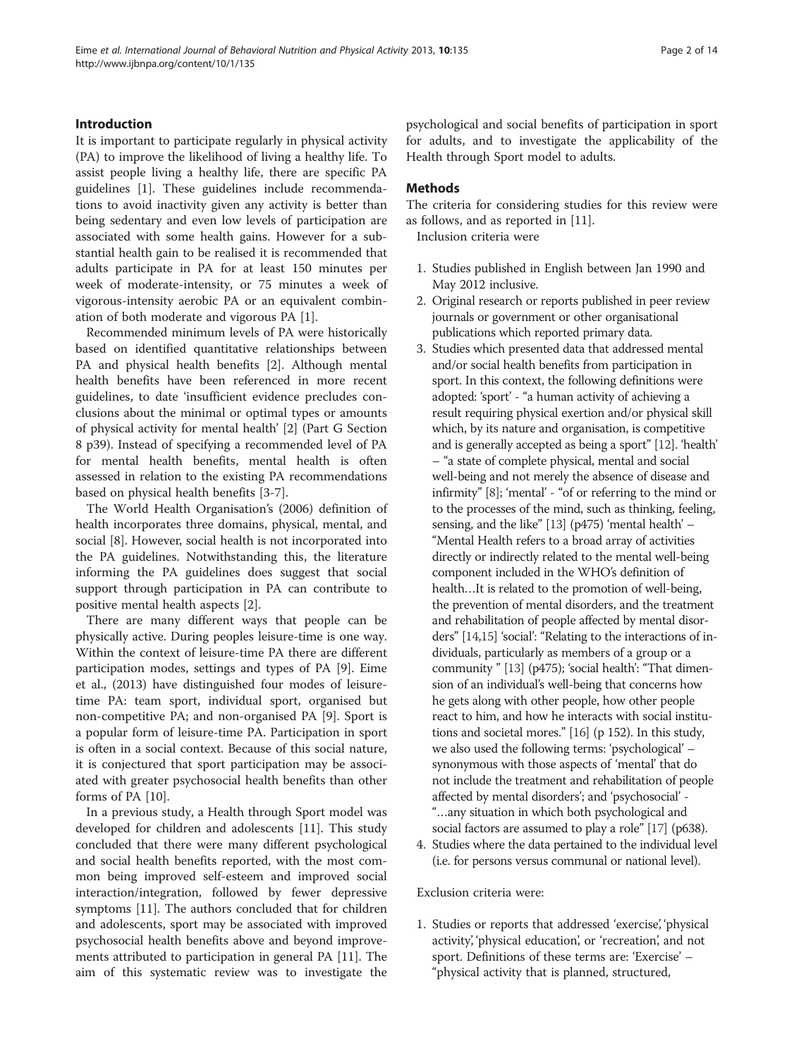## Introduction

It is important to participate regularly in physical activity (PA) to improve the likelihood of living a healthy life. To assist people living a healthy life, there are specific PA guidelines [1]. These guidelines include recommendations to avoid inactivity given any activity is better than being sedentary and even low levels of participation are associated with some health gains. However for a substantial health gain to be realised it is recommended that adults participate in PA for at least 150 minutes per week of moderate-intensity, or 75 minutes a week of vigorous-intensity aerobic PA or an equivalent combination of both moderate and vigorous PA [1].

Recommended minimum levels of PA were historically based on identified quantitative relationships between PA and physical health benefits [2]. Although mental health benefits have been referenced in more recent guidelines, to date 'insufficient evidence precludes conclusions about the minimal or optimal types or amounts of physical activity for mental health' [2] (Part G Section 8 p39). Instead of specifying a recommended level of PA for mental health benefits, mental health is often assessed in relation to the existing PA recommendations based on physical health benefits [3-7].

The World Health Organisation's (2006) definition of health incorporates three domains, physical, mental, and social [8]. However, social health is not incorporated into the PA guidelines. Notwithstanding this, the literature informing the PA guidelines does suggest that social support through participation in PA can contribute to positive mental health aspects [2].

There are many different ways that people can be physically active. During peoples leisure-time is one way. Within the context of leisure-time PA there are different participation modes, settings and types of PA [9]. Eime et al., (2013) have distinguished four modes of leisure-time PA: team sport, individual sport, organised but non-competitive PA; and non-organised PA [9]. Sport is a popular form of leisure-time PA. Participation in sport is often in a social context. Because of this social nature, it is conjectured that sport participation may be associated with greater psychosocial health benefits than other forms of PA [10].

In a previous study, a Health through Sport model was developed for children and adolescents [11]. This study concluded that there were many different psychological and social health benefits reported, with the most common being improved self-esteem and improved social interaction/integration, followed by fewer depressive symptoms [11]. The authors concluded that for children and adolescents, sport may be associated with improved psychosocial health benefits above and beyond improvements attributed to participation in general PA [11]. The aim of this systematic review was to investigate the psychological and social benefits of participation in sport for adults, and to investigate the applicability of the Health through Sport model to adults.

## Methods

The criteria for considering studies for this review were as follows, and as reported in [11].

Inclusion criteria were

1. Studies published in English between Jan 1990 and May 2012 inclusive.
2. Original research or reports published in peer review journals or government or other organisational publications which reported primary data.
3. Studies which presented data that addressed mental and/or social health benefits from participation in sport. In this context, the following definitions were adopted: 'sport' - "a human activity of achieving a result requiring physical exertion and/or physical skill which, by its nature and organisation, is competitive and is generally accepted as being a sport" [12]. 'health' – "a state of complete physical, mental and social well-being and not merely the absence of disease and infirmity" [8]; 'mental' - "of or referring to the mind or to the processes of the mind, such as thinking, feeling, sensing, and the like" [13] (p475) 'mental health' – "Mental Health refers to a broad array of activities directly or indirectly related to the mental well-being component included in the WHO's definition of health…It is related to the promotion of well-being, the prevention of mental disorders, and the treatment and rehabilitation of people affected by mental disorders" [14,15] 'social': "Relating to the interactions of individuals, particularly as members of a group or a community " [13] (p475); 'social health': "That dimension of an individual's well-being that concerns how he gets along with other people, how other people react to him, and how he interacts with social institutions and societal mores." [16] (p 152). In this study, we also used the following terms: 'psychological' – synonymous with those aspects of 'mental' that do not include the treatment and rehabilitation of people affected by mental disorders'; and 'psychosocial' - "…any situation in which both psychological and social factors are assumed to play a role" [17] (p638).
4. Studies where the data pertained to the individual level (i.e. for persons versus communal or national level).

Exclusion criteria were:

1. Studies or reports that addressed 'exercise', 'physical activity', 'physical education', or 'recreation', and not sport. Definitions of these terms are: 'Exercise' – "physical activity that is planned, structured,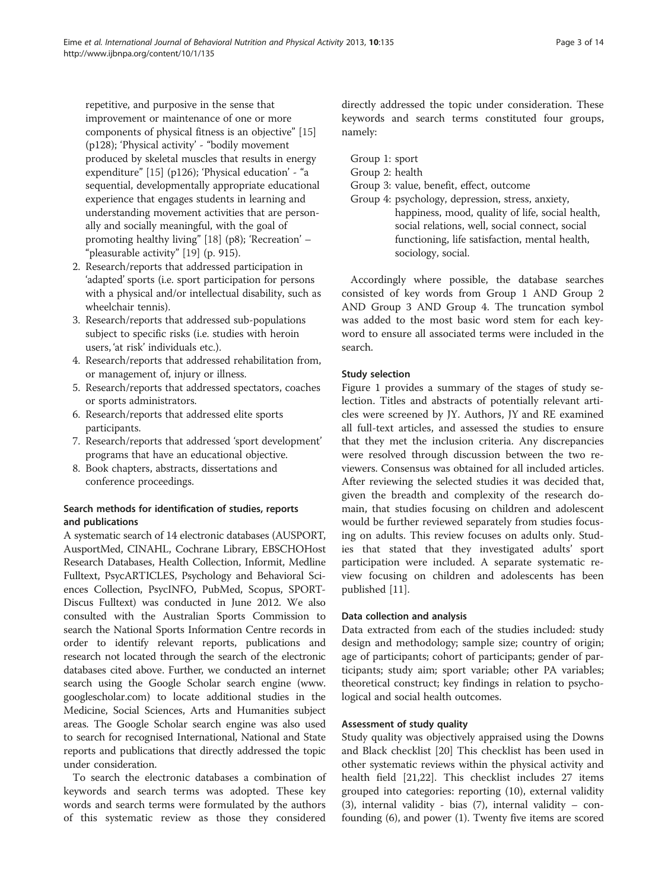repetitive, and purposive in the sense that improvement or maintenance of one or more components of physical fitness is an objective" [15] (p128); 'Physical activity' - "bodily movement produced by skeletal muscles that results in energy expenditure" [15] (p126); 'Physical education' - "a sequential, developmentally appropriate educational experience that engages students in learning and understanding movement activities that are personally and socially meaningful, with the goal of promoting healthy living" [18] (p8); 'Recreation' – "pleasurable activity" [19] (p. 915).

2. Research/reports that addressed participation in 'adapted' sports (i.e. sport participation for persons with a physical and/or intellectual disability, such as wheelchair tennis).
3. Research/reports that addressed sub-populations subject to specific risks (i.e. studies with heroin users, 'at risk' individuals etc.).
4. Research/reports that addressed rehabilitation from, or management of, injury or illness.
5. Research/reports that addressed spectators, coaches or sports administrators.
6. Research/reports that addressed elite sports participants.
7. Research/reports that addressed 'sport development' programs that have an educational objective.
8. Book chapters, abstracts, dissertations and conference proceedings.

### Search methods for identification of studies, reports and publications

A systematic search of 14 electronic databases (AUSPORT, AusportMed, CINAHL, Cochrane Library, EBSCHOHost Research Databases, Health Collection, Informit, Medline Fulltext, PsycARTICLES, Psychology and Behavioral Sciences Collection, PsycINFO, PubMed, Scopus, SPORTDiscus Fulltext) was conducted in June 2012. We also consulted with the Australian Sports Commission to search the National Sports Information Centre records in order to identify relevant reports, publications and research not located through the search of the electronic databases cited above. Further, we conducted an internet search using the Google Scholar search engine (www.googlescholar.com) to locate additional studies in the Medicine, Social Sciences, Arts and Humanities subject areas. The Google Scholar search engine was also used to search for recognised International, National and State reports and publications that directly addressed the topic under consideration.

To search the electronic databases a combination of keywords and search terms was adopted. These key words and search terms were formulated by the authors of this systematic review as those they considered directly addressed the topic under consideration. These keywords and search terms constituted four groups, namely:

Group 1: sport
Group 2: health
Group 3: value, benefit, effect, outcome
Group 4: psychology, depression, stress, anxiety, happiness, mood, quality of life, social health, social relations, well, social connect, social functioning, life satisfaction, mental health, sociology, social.

Accordingly where possible, the database searches consisted of key words from Group 1 AND Group 2 AND Group 3 AND Group 4. The truncation symbol was added to the most basic word stem for each keyword to ensure all associated terms were included in the search.

### Study selection

Figure 1 provides a summary of the stages of study selection. Titles and abstracts of potentially relevant articles were screened by JY. Authors, JY and RE examined all full-text articles, and assessed the studies to ensure that they met the inclusion criteria. Any discrepancies were resolved through discussion between the two reviewers. Consensus was obtained for all included articles. After reviewing the selected studies it was decided that, given the breadth and complexity of the research domain, that studies focusing on children and adolescent would be further reviewed separately from studies focusing on adults. This review focuses on adults only. Studies that stated that they investigated adults' sport participation were included. A separate systematic review focusing on children and adolescents has been published [11].

### Data collection and analysis

Data extracted from each of the studies included: study design and methodology; sample size; country of origin; age of participants; cohort of participants; gender of participants; study aim; sport variable; other PA variables; theoretical construct; key findings in relation to psychological and social health outcomes.

### Assessment of study quality

Study quality was objectively appraised using the Downs and Black checklist [20] This checklist has been used in other systematic reviews within the physical activity and health field [21,22]. This checklist includes 27 items grouped into categories: reporting (10), external validity (3), internal validity - bias (7), internal validity – confounding (6), and power (1). Twenty five items are scored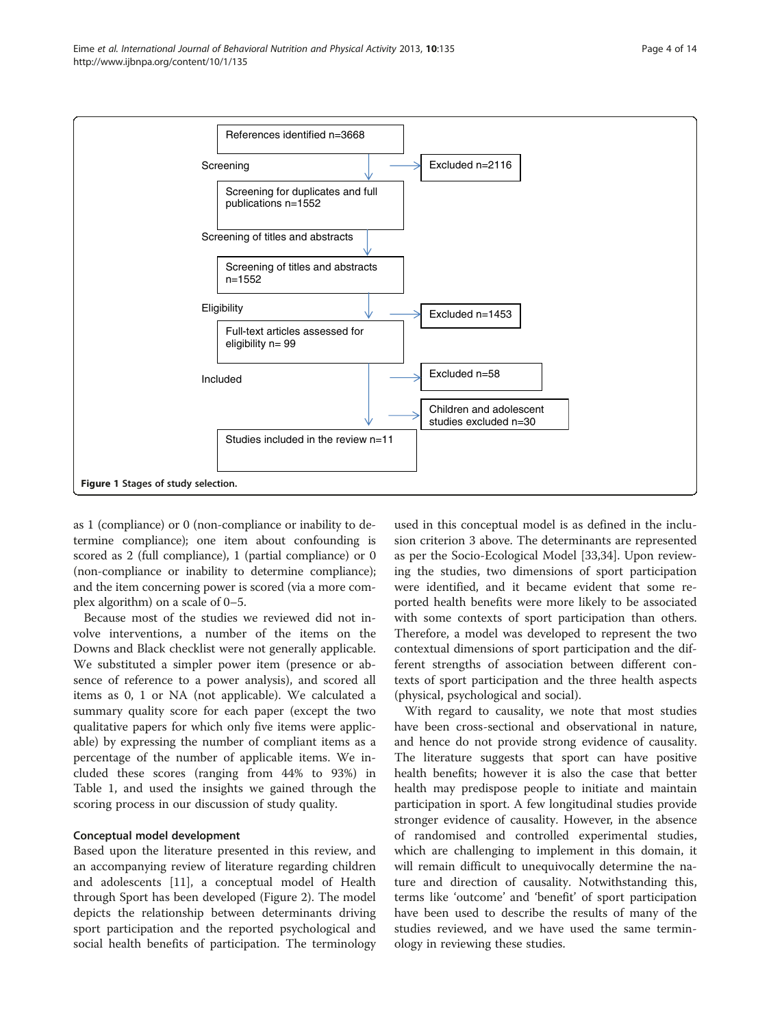References identified n=3668

Screening

Excluded n=2116

Screening for duplicates and full publications n=1552

Screening of titles and abstracts

Screening of titles and abstracts n=1552

Eligibility

Excluded n=1453

Full-text articles assessed for eligibility n= 99

Included

Excluded n=58

Children and adolescent studies excluded n=30

Studies included in the review n=11

**Figure 1** Stages of study selection.

as 1 (compliance) or 0 (non-compliance or inability to determine compliance); one item about confounding is scored as 2 (full compliance), 1 (partial compliance) or 0 (non-compliance or inability to determine compliance); and the item concerning power is scored (via a more complex algorithm) on a scale of 0–5.

Because most of the studies we reviewed did not involve interventions, a number of the items on the Downs and Black checklist were not generally applicable. We substituted a simpler power item (presence or absence of reference to a power analysis), and scored all items as 0, 1 or NA (not applicable). We calculated a summary quality score for each paper (except the two qualitative papers for which only five items were applicable) by expressing the number of compliant items as a percentage of the number of applicable items. We included these scores (ranging from 44% to 93%) in Table 1, and used the insights we gained through the scoring process in our discussion of study quality.

### Conceptual model development

Based upon the literature presented in this review, and an accompanying review of literature regarding children and adolescents [11], a conceptual model of Health through Sport has been developed (Figure 2). The model depicts the relationship between determinants driving sport participation and the reported psychological and social health benefits of participation. The terminology used in this conceptual model is as defined in the inclusion criterion 3 above. The determinants are represented as per the Socio-Ecological Model [33,34]. Upon reviewing the studies, two dimensions of sport participation were identified, and it became evident that some reported health benefits were more likely to be associated with some contexts of sport participation than others. Therefore, a model was developed to represent the two contextual dimensions of sport participation and the different strengths of association between different contexts of sport participation and the three health aspects (physical, psychological and social).

With regard to causality, we note that most studies have been cross-sectional and observational in nature, and hence do not provide strong evidence of causality. The literature suggests that sport can have positive health benefits; however it is also the case that better health may predispose people to initiate and maintain participation in sport. A few longitudinal studies provide stronger evidence of causality. However, in the absence of randomised and controlled experimental studies, which are challenging to implement in this domain, it will remain difficult to unequivocally determine the nature and direction of causality. Notwithstanding this, terms like 'outcome' and 'benefit' of sport participation have been used to describe the results of many of the studies reviewed, and we have used the same terminology in reviewing these studies.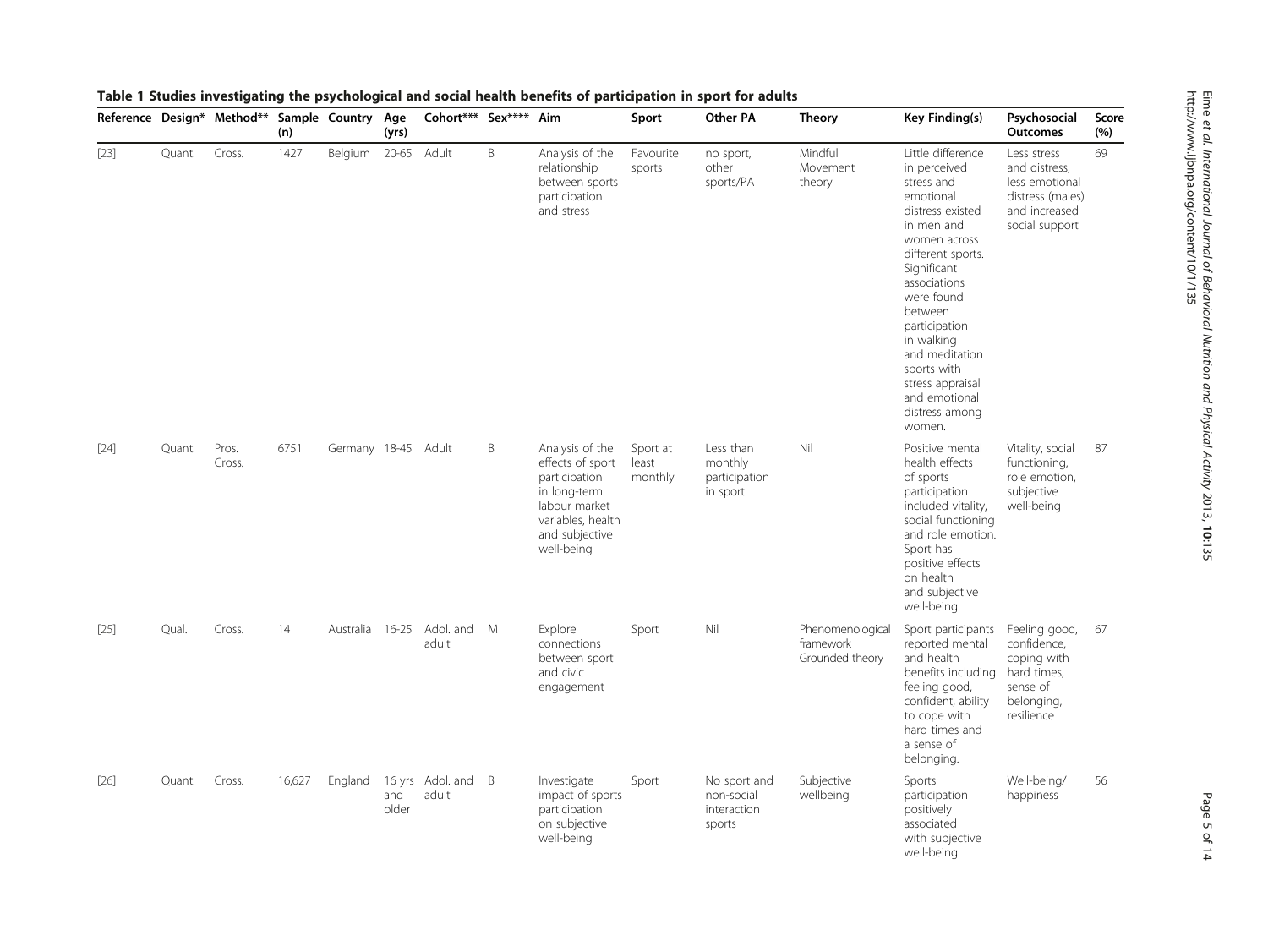**Table 1 Studies investigating the psychological and social health benefits of participation in sport for adults**

| Reference | Design* | Method** | Sample (n) | Country | Age (yrs) | Cohort*** | Sex**** | Aim | Sport | Other PA | Theory | Key Finding(s) | Psychosocial Outcomes | Score (%) |
|---|---|---|---|---|---|---|---|---|---|---|---|---|---|---|
| [23] | Quant. | Cross. | 1427 | Belgium | 20-65 | Adult | B | Analysis of the relationship between sports participation and stress | Favourite sports | no sport, other sports/PA | Mindful Movement theory | Little difference in perceived stress and emotional distress existed in men and women across different sports. Significant associations were found between participation in walking and meditation sports with stress appraisal and emotional distress among women. | Less stress and distress, less emotional distress (males) and increased social support | 69 |
| [24] | Quant. | Pros. Cross. | 6751 | Germany | 18-45 | Adult | B | Analysis of the effects of sport participation in long-term labour market variables, health and subjective well-being | Sport at least monthly | Less than monthly participation in sport | Nil | Positive mental health effects of sports participation included vitality, social functioning and role emotion. Sport has positive effects on health and subjective well-being. | Vitality, social functioning, role emotion, subjective well-being | 87 |
| [25] | Qual. | Cross. | 14 | Australia | 16-25 | Adol. and adult | M | Explore connections between sport and civic engagement | Sport | Nil | Phenomenological framework Grounded theory | Sport participants reported mental and health benefits including feeling good, confident, ability to cope with hard times and a sense of belonging. | Feeling good, confidence, coping with hard times, sense of belonging, resilience | 67 |
| [26] | Quant. | Cross. | 16,627 | England | 16 yrs and older | Adol. and adult | B | Investigate impact of sports participation on subjective well-being | Sport | No sport and non-social interaction sports | Subjective wellbeing | Sports participation positively associated with subjective well-being. | Well-being/ happiness | 56 |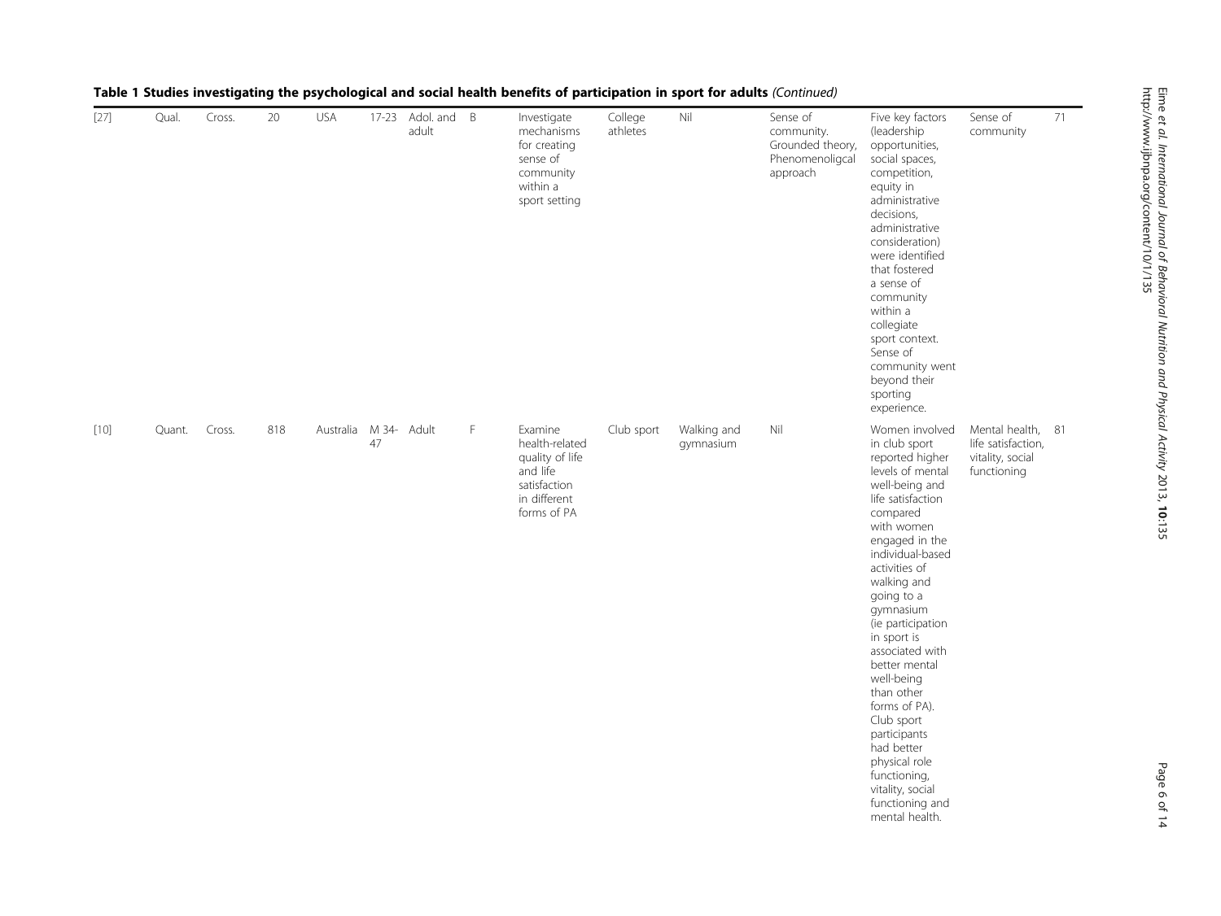**Table 1 Studies investigating the psychological and social health benefits of participation in sport for adults** *(Continued)*

| | | | | | | | | | | | | | | |
|---|---|---|---|---|---|---|---|---|---|---|---|---|---|---|
| [27] | Qual. | Cross. | 20 | USA | 17-23 | Adol. and adult | B | Investigate mechanisms for creating sense of community within a sport setting | College athletes | Nil | Sense of community. Grounded theory, Phenomenoligcal approach | Five key factors (leadership opportunities, social spaces, competition, equity in administrative decisions, administrative consideration) were identified that fostered a sense of community within a collegiate sport context. Sense of community went beyond their sporting experience. | Sense of community | 71 |
| [10] | Quant. | Cross. | 818 | Australia | M 34-47 | Adult | F | Examine health-related quality of life and life satisfaction in different forms of PA | Club sport | Walking and gymnasium | Nil | Women involved in club sport reported higher levels of mental well-being and life satisfaction compared with women engaged in the individual-based activities of walking and going to a gymnasium (ie participation in sport is associated with better mental well-being than other forms of PA). Club sport participants had better physical role functioning, vitality, social functioning and mental health. | Mental health, life satisfaction, vitality, social functioning | 81 |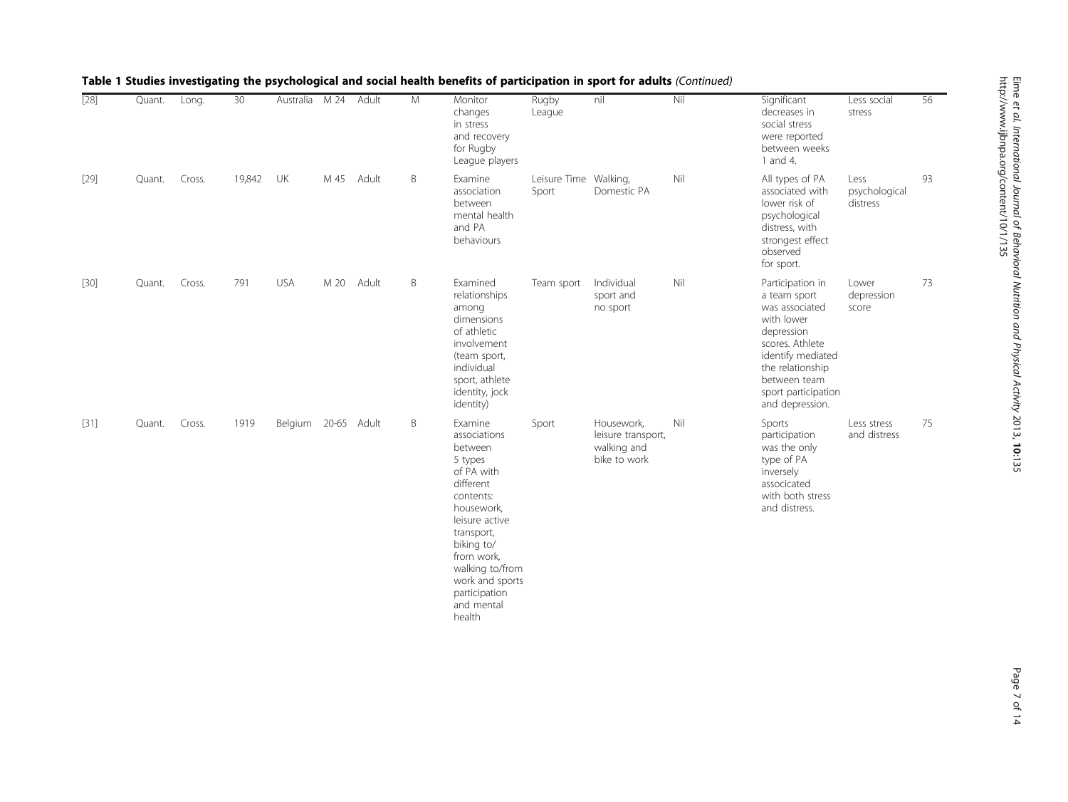**Table 1 Studies investigating the psychological and social health benefits of participation in sport for adults** *(Continued)*

| | | | | | | | | | | | | | | |
|---|---|---|---|---|---|---|---|---|---|---|---|---|---|---|
| [28] | Quant. | Long. | 30 | Australia | M 24 | Adult | M | Monitor changes in stress and recovery for Rugby League players | Rugby League | nil | Nil | Significant decreases in social stress were reported between weeks 1 and 4. | Less social stress | 56 |
| [29] | Quant. | Cross. | 19,842 | UK | M 45 | Adult | B | Examine association between mental health and PA behaviours | Leisure Time Sport | Walking, Domestic PA | Nil | All types of PA associated with lower risk of psychological distress, with strongest effect observed for sport. | Less psychological distress | 93 |
| [30] | Quant. | Cross. | 791 | USA | M 20 | Adult | B | Examined relationships among dimensions of athletic involvement (team sport, individual sport, athlete identity, jock identity) | Team sport | Individual sport and no sport | Nil | Participation in a team sport was associated with lower depression scores. Athlete identify mediated the relationship between team sport participation and depression. | Lower depression score | 73 |
| [31] | Quant. | Cross. | 1919 | Belgium | 20-65 | Adult | B | Examine associations between 5 types of PA with different contents: housework, leisure active transport, biking to/ from work, walking to/from work and sports participation and mental health | Sport | Housework, leisure transport, walking and bike to work | Nil | Sports participation was the only type of PA inversely associcated with both stress and distress. | Less stress and distress | 75 |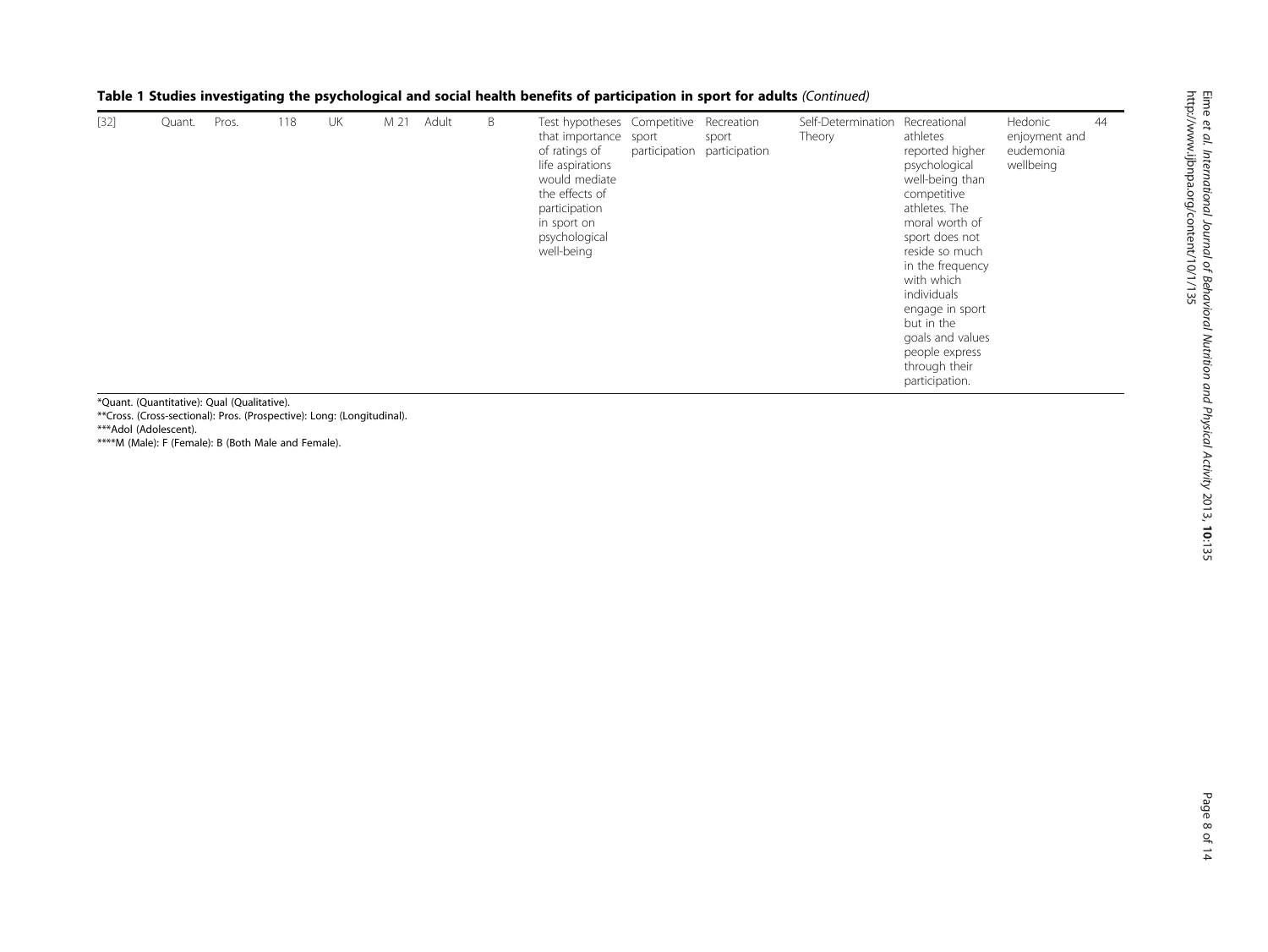**Table 1 Studies investigating the psychological and social health benefits of participation in sport for adults** *(Continued)*

| | | | | | | | | | | | | | |
|---|---|---|---|---|---|---|---|---|---|---|---|---|---|
| [32] | Quant. | Pros. | 118 | UK | M 21 | Adult | B | Test hypotheses that importance of ratings of life aspirations would mediate the effects of participation in sport on psychological well-being | Competitive sport participation | Recreation sport participation | Self-Determination Theory | Recreational athletes reported higher psychological well-being than competitive athletes. The moral worth of sport does not reside so much in the frequency with which individuals engage in sport but in the goals and values people express through their participation. | Hedonic enjoyment and eudemonia wellbeing | 44 |

*Quant. (Quantitative): Qual (Qualitative).

**Cross. (Cross-sectional): Pros. (Prospective): Long: (Longitudinal).

***Adol (Adolescent).

****M (Male): F (Female): B (Both Male and Female).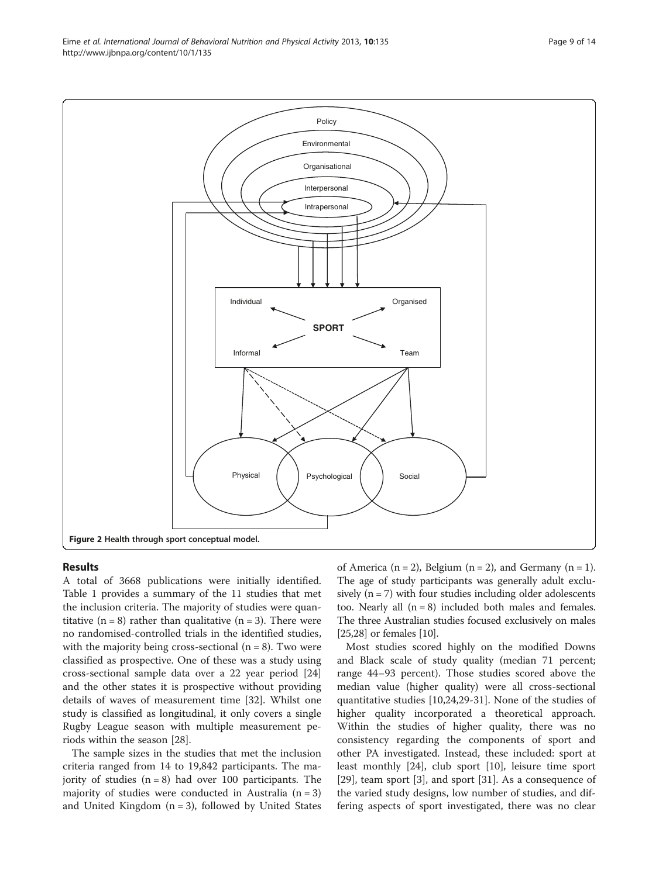Figure 2 Health through sport conceptual model.

## Results

A total of 3668 publications were initially identified. Table 1 provides a summary of the 11 studies that met the inclusion criteria. The majority of studies were quantitative (n = 8) rather than qualitative (n = 3). There were no randomised-controlled trials in the identified studies, with the majority being cross-sectional (n = 8). Two were classified as prospective. One of these was a study using cross-sectional sample data over a 22 year period [24] and the other states it is prospective without providing details of waves of measurement time [32]. Whilst one study is classified as longitudinal, it only covers a single Rugby League season with multiple measurement periods within the season [28].

The sample sizes in the studies that met the inclusion criteria ranged from 14 to 19,842 participants. The majority of studies (n = 8) had over 100 participants. The majority of studies were conducted in Australia (n = 3) and United Kingdom (n = 3), followed by United States of America (n = 2), Belgium (n = 2), and Germany (n = 1). The age of study participants was generally adult exclusively (n = 7) with four studies including older adolescents too. Nearly all (n = 8) included both males and females. The three Australian studies focused exclusively on males [25,28] or females [10].

Most studies scored highly on the modified Downs and Black scale of study quality (median 71 percent; range 44–93 percent). Those studies scored above the median value (higher quality) were all cross-sectional quantitative studies [10,24,29-31]. None of the studies of higher quality incorporated a theoretical approach. Within the studies of higher quality, there was no consistency regarding the components of sport and other PA investigated. Instead, these included: sport at least monthly [24], club sport [10], leisure time sport [29], team sport [3], and sport [31]. As a consequence of the varied study designs, low number of studies, and differing aspects of sport investigated, there was no clear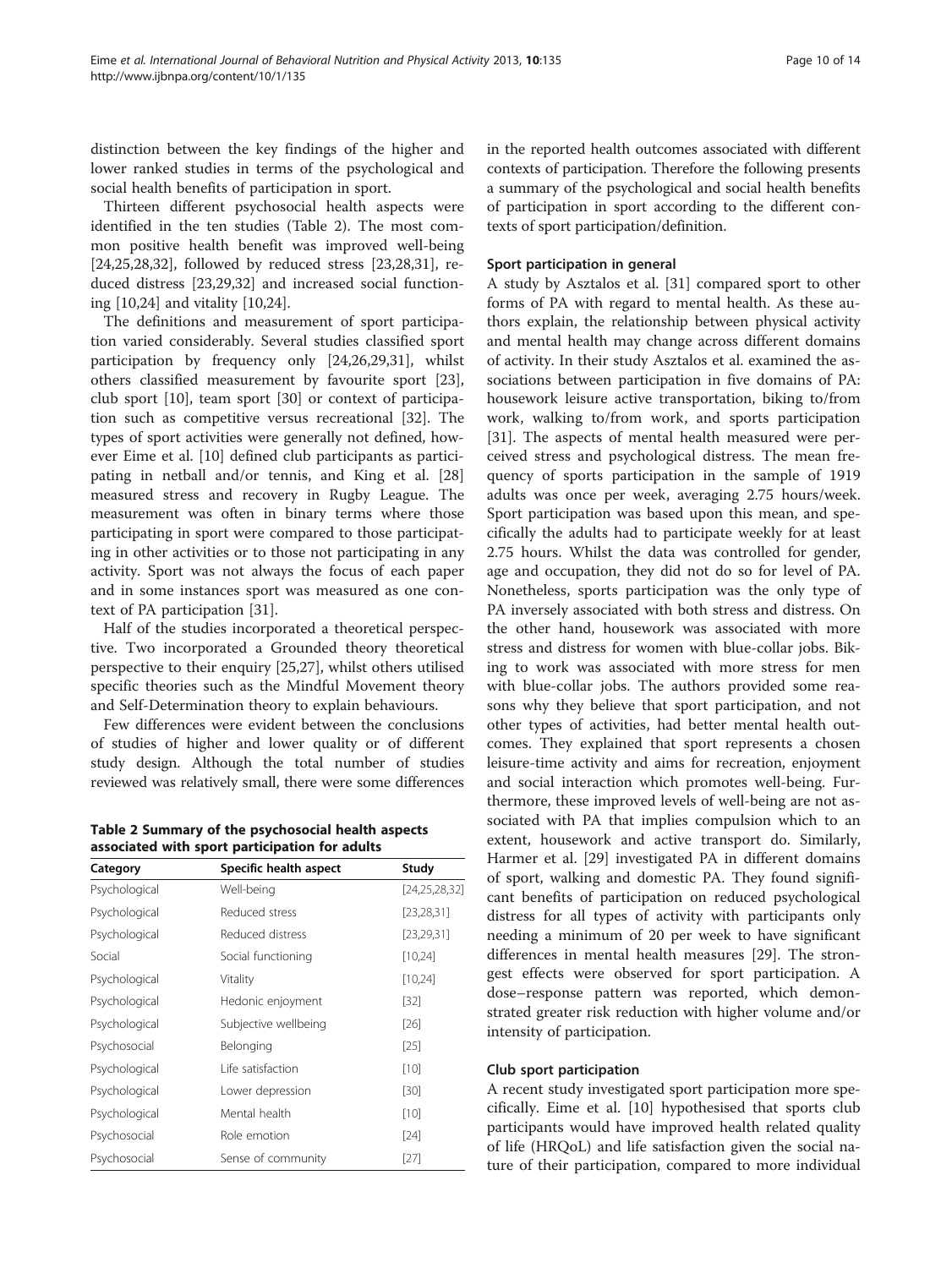distinction between the key findings of the higher and lower ranked studies in terms of the psychological and social health benefits of participation in sport.

Thirteen different psychosocial health aspects were identified in the ten studies (Table 2). The most common positive health benefit was improved well-being [24,25,28,32], followed by reduced stress [23,28,31], reduced distress [23,29,32] and increased social functioning [10,24] and vitality [10,24].

The definitions and measurement of sport participation varied considerably. Several studies classified sport participation by frequency only [24,26,29,31], whilst others classified measurement by favourite sport [23], club sport [10], team sport [30] or context of participation such as competitive versus recreational [32]. The types of sport activities were generally not defined, however Eime et al. [10] defined club participants as participating in netball and/or tennis, and King et al. [28] measured stress and recovery in Rugby League. The measurement was often in binary terms where those participating in sport were compared to those participating in other activities or to those not participating in any activity. Sport was not always the focus of each paper and in some instances sport was measured as one context of PA participation [31].

Half of the studies incorporated a theoretical perspective. Two incorporated a Grounded theory theoretical perspective to their enquiry [25,27], whilst others utilised specific theories such as the Mindful Movement theory and Self-Determination theory to explain behaviours.

Few differences were evident between the conclusions of studies of higher and lower quality or of different study design. Although the total number of studies reviewed was relatively small, there were some differences in the reported health outcomes associated with different contexts of participation. Therefore the following presents a summary of the psychological and social health benefits of participation in sport according to the different contexts of sport participation/definition.

**Table 2 Summary of the psychosocial health aspects associated with sport participation for adults**

| Category | Specific health aspect | Study |
|---|---|---|
| Psychological | Well-being | [24,25,28,32] |
| Psychological | Reduced stress | [23,28,31] |
| Psychological | Reduced distress | [23,29,31] |
| Social | Social functioning | [10,24] |
| Psychological | Vitality | [10,24] |
| Psychological | Hedonic enjoyment | [32] |
| Psychological | Subjective wellbeing | [26] |
| Psychosocial | Belonging | [25] |
| Psychological | Life satisfaction | [10] |
| Psychological | Lower depression | [30] |
| Psychological | Mental health | [10] |
| Psychosocial | Role emotion | [24] |
| Psychosocial | Sense of community | [27] |

### Sport participation in general

A study by Asztalos et al. [31] compared sport to other forms of PA with regard to mental health. As these authors explain, the relationship between physical activity and mental health may change across different domains of activity. In their study Asztalos et al. examined the associations between participation in five domains of PA: housework leisure active transportation, biking to/from work, walking to/from work, and sports participation [31]. The aspects of mental health measured were perceived stress and psychological distress. The mean frequency of sports participation in the sample of 1919 adults was once per week, averaging 2.75 hours/week. Sport participation was based upon this mean, and specifically the adults had to participate weekly for at least 2.75 hours. Whilst the data was controlled for gender, age and occupation, they did not do so for level of PA. Nonetheless, sports participation was the only type of PA inversely associated with both stress and distress. On the other hand, housework was associated with more stress and distress for women with blue-collar jobs. Biking to work was associated with more stress for men with blue-collar jobs. The authors provided some reasons why they believe that sport participation, and not other types of activities, had better mental health outcomes. They explained that sport represents a chosen leisure-time activity and aims for recreation, enjoyment and social interaction which promotes well-being. Furthermore, these improved levels of well-being are not associated with PA that implies compulsion which to an extent, housework and active transport do. Similarly, Harmer et al. [29] investigated PA in different domains of sport, walking and domestic PA. They found significant benefits of participation on reduced psychological distress for all types of activity with participants only needing a minimum of 20 per week to have significant differences in mental health measures [29]. The strongest effects were observed for sport participation. A dose–response pattern was reported, which demonstrated greater risk reduction with higher volume and/or intensity of participation.

### Club sport participation

A recent study investigated sport participation more specifically. Eime et al. [10] hypothesised that sports club participants would have improved health related quality of life (HRQoL) and life satisfaction given the social nature of their participation, compared to more individual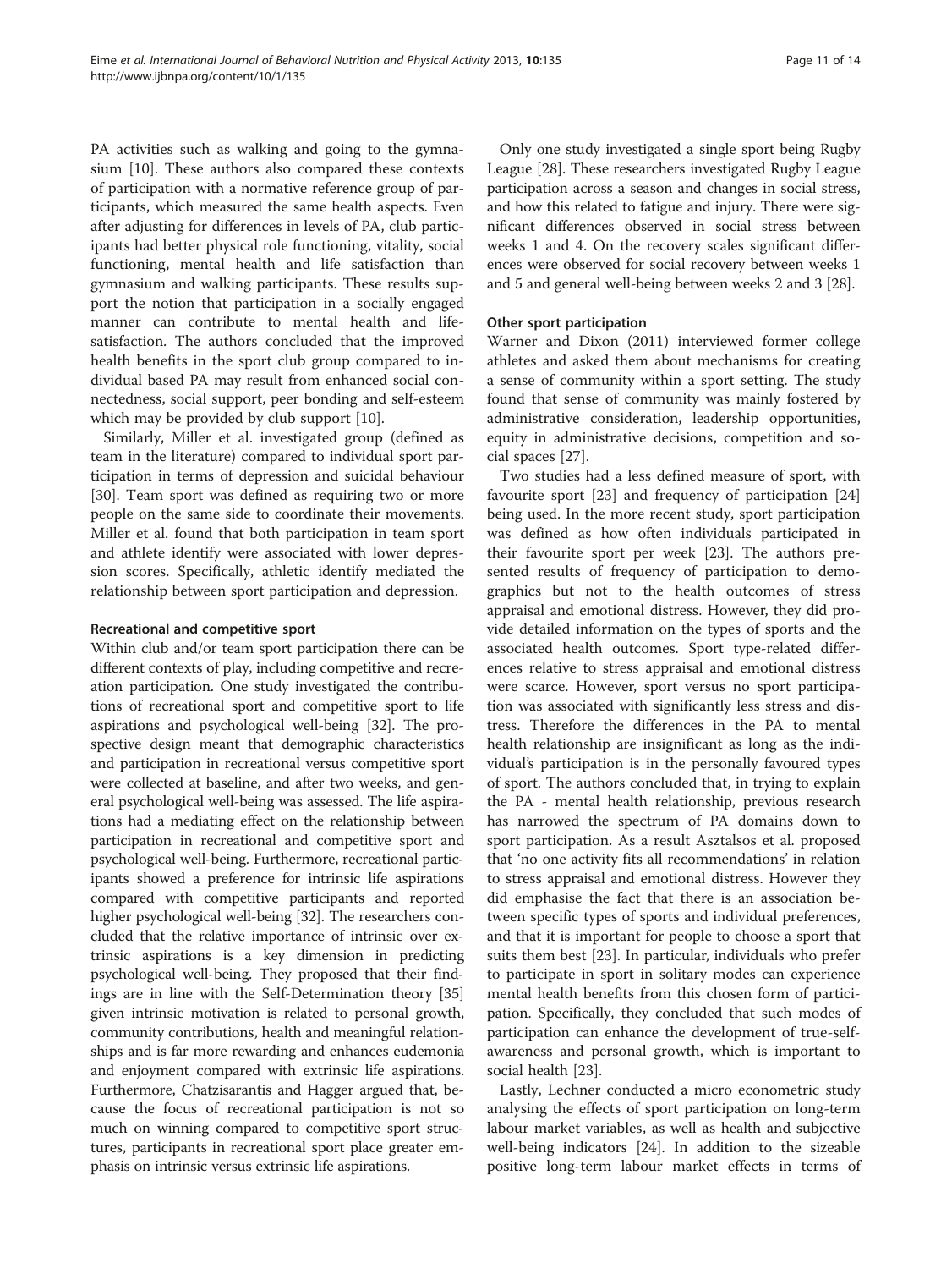PA activities such as walking and going to the gymnasium [10]. These authors also compared these contexts of participation with a normative reference group of participants, which measured the same health aspects. Even after adjusting for differences in levels of PA, club participants had better physical role functioning, vitality, social functioning, mental health and life satisfaction than gymnasium and walking participants. These results support the notion that participation in a socially engaged manner can contribute to mental health and life-satisfaction. The authors concluded that the improved health benefits in the sport club group compared to individual based PA may result from enhanced social connectedness, social support, peer bonding and self-esteem which may be provided by club support [10].

Similarly, Miller et al. investigated group (defined as team in the literature) compared to individual sport participation in terms of depression and suicidal behaviour [30]. Team sport was defined as requiring two or more people on the same side to coordinate their movements. Miller et al. found that both participation in team sport and athlete identify were associated with lower depression scores. Specifically, athletic identify mediated the relationship between sport participation and depression.

#### Recreational and competitive sport

Within club and/or team sport participation there can be different contexts of play, including competitive and recreation participation. One study investigated the contributions of recreational sport and competitive sport to life aspirations and psychological well-being [32]. The prospective design meant that demographic characteristics and participation in recreational versus competitive sport were collected at baseline, and after two weeks, and general psychological well-being was assessed. The life aspirations had a mediating effect on the relationship between participation in recreational and competitive sport and psychological well-being. Furthermore, recreational participants showed a preference for intrinsic life aspirations compared with competitive participants and reported higher psychological well-being [32]. The researchers concluded that the relative importance of intrinsic over extrinsic aspirations is a key dimension in predicting psychological well-being. They proposed that their findings are in line with the Self-Determination theory [35] given intrinsic motivation is related to personal growth, community contributions, health and meaningful relationships and is far more rewarding and enhances eudemonia and enjoyment compared with extrinsic life aspirations. Furthermore, Chatzisarantis and Hagger argued that, because the focus of recreational participation is not so much on winning compared to competitive sport structures, participants in recreational sport place greater emphasis on intrinsic versus extrinsic life aspirations.

Only one study investigated a single sport being Rugby League [28]. These researchers investigated Rugby League participation across a season and changes in social stress, and how this related to fatigue and injury. There were significant differences observed in social stress between weeks 1 and 4. On the recovery scales significant differences were observed for social recovery between weeks 1 and 5 and general well-being between weeks 2 and 3 [28].

#### Other sport participation

Warner and Dixon (2011) interviewed former college athletes and asked them about mechanisms for creating a sense of community within a sport setting. The study found that sense of community was mainly fostered by administrative consideration, leadership opportunities, equity in administrative decisions, competition and social spaces [27].

Two studies had a less defined measure of sport, with favourite sport [23] and frequency of participation [24] being used. In the more recent study, sport participation was defined as how often individuals participated in their favourite sport per week [23]. The authors presented results of frequency of participation to demographics but not to the health outcomes of stress appraisal and emotional distress. However, they did provide detailed information on the types of sports and the associated health outcomes. Sport type-related differences relative to stress appraisal and emotional distress were scarce. However, sport versus no sport participation was associated with significantly less stress and distress. Therefore the differences in the PA to mental health relationship are insignificant as long as the individual's participation is in the personally favoured types of sport. The authors concluded that, in trying to explain the PA - mental health relationship, previous research has narrowed the spectrum of PA domains down to sport participation. As a result Asztalsos et al. proposed that 'no one activity fits all recommendations' in relation to stress appraisal and emotional distress. However they did emphasise the fact that there is an association between specific types of sports and individual preferences, and that it is important for people to choose a sport that suits them best [23]. In particular, individuals who prefer to participate in sport in solitary modes can experience mental health benefits from this chosen form of participation. Specifically, they concluded that such modes of participation can enhance the development of true-self-awareness and personal growth, which is important to social health [23].

Lastly, Lechner conducted a micro econometric study analysing the effects of sport participation on long-term labour market variables, as well as health and subjective well-being indicators [24]. In addition to the sizeable positive long-term labour market effects in terms of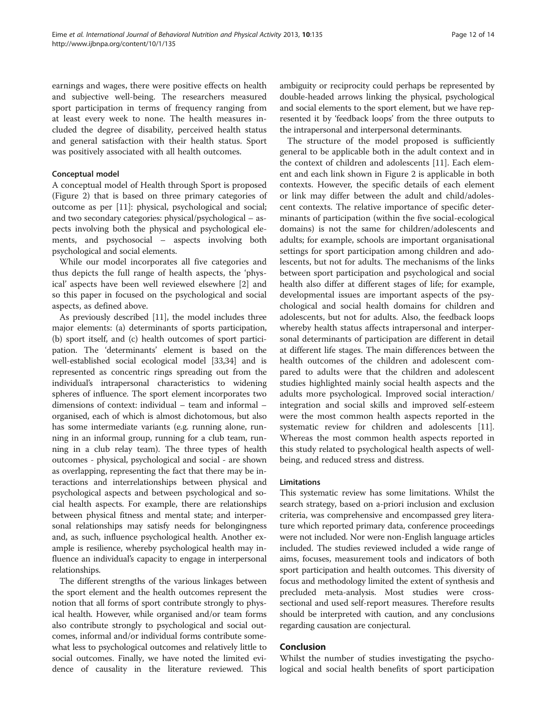earnings and wages, there were positive effects on health and subjective well-being. The researchers measured sport participation in terms of frequency ranging from at least every week to none. The health measures included the degree of disability, perceived health status and general satisfaction with their health status. Sport was positively associated with all health outcomes.

### Conceptual model

A conceptual model of Health through Sport is proposed (Figure 2) that is based on three primary categories of outcome as per [11]: physical, psychological and social; and two secondary categories: physical/psychological – aspects involving both the physical and psychological elements, and psychosocial – aspects involving both psychological and social elements.

While our model incorporates all five categories and thus depicts the full range of health aspects, the 'physical' aspects have been well reviewed elsewhere [2] and so this paper in focused on the psychological and social aspects, as defined above.

As previously described [11], the model includes three major elements: (a) determinants of sports participation, (b) sport itself, and (c) health outcomes of sport participation. The 'determinants' element is based on the well-established social ecological model [33,34] and is represented as concentric rings spreading out from the individual's intrapersonal characteristics to widening spheres of influence. The sport element incorporates two dimensions of context: individual – team and informal – organised, each of which is almost dichotomous, but also has some intermediate variants (e.g. running alone, running in an informal group, running for a club team, running in a club relay team). The three types of health outcomes - physical, psychological and social - are shown as overlapping, representing the fact that there may be interactions and interrelationships between physical and psychological aspects and between psychological and social health aspects. For example, there are relationships between physical fitness and mental state; and interpersonal relationships may satisfy needs for belongingness and, as such, influence psychological health. Another example is resilience, whereby psychological health may influence an individual's capacity to engage in interpersonal relationships.

The different strengths of the various linkages between the sport element and the health outcomes represent the notion that all forms of sport contribute strongly to physical health. However, while organised and/or team forms also contribute strongly to psychological and social outcomes, informal and/or individual forms contribute somewhat less to psychological outcomes and relatively little to social outcomes. Finally, we have noted the limited evidence of causality in the literature reviewed. This ambiguity or reciprocity could perhaps be represented by double-headed arrows linking the physical, psychological and social elements to the sport element, but we have represented it by 'feedback loops' from the three outputs to the intrapersonal and interpersonal determinants.

The structure of the model proposed is sufficiently general to be applicable both in the adult context and in the context of children and adolescents [11]. Each element and each link shown in Figure 2 is applicable in both contexts. However, the specific details of each element or link may differ between the adult and child/adolescent contexts. The relative importance of specific determinants of participation (within the five social-ecological domains) is not the same for children/adolescents and adults; for example, schools are important organisational settings for sport participation among children and adolescents, but not for adults. The mechanisms of the links between sport participation and psychological and social health also differ at different stages of life; for example, developmental issues are important aspects of the psychological and social health domains for children and adolescents, but not for adults. Also, the feedback loops whereby health status affects intrapersonal and interpersonal determinants of participation are different in detail at different life stages. The main differences between the health outcomes of the children and adolescent compared to adults were that the children and adolescent studies highlighted mainly social health aspects and the adults more psychological. Improved social interaction/integration and social skills and improved self-esteem were the most common health aspects reported in the systematic review for children and adolescents [11]. Whereas the most common health aspects reported in this study related to psychological health aspects of well-being, and reduced stress and distress.

### Limitations

This systematic review has some limitations. Whilst the search strategy, based on a-priori inclusion and exclusion criteria, was comprehensive and encompassed grey literature which reported primary data, conference proceedings were not included. Nor were non-English language articles included. The studies reviewed included a wide range of aims, focuses, measurement tools and indicators of both sport participation and health outcomes. This diversity of focus and methodology limited the extent of synthesis and precluded meta-analysis. Most studies were cross-sectional and used self-report measures. Therefore results should be interpreted with caution, and any conclusions regarding causation are conjectural.

## Conclusion

Whilst the number of studies investigating the psychological and social health benefits of sport participation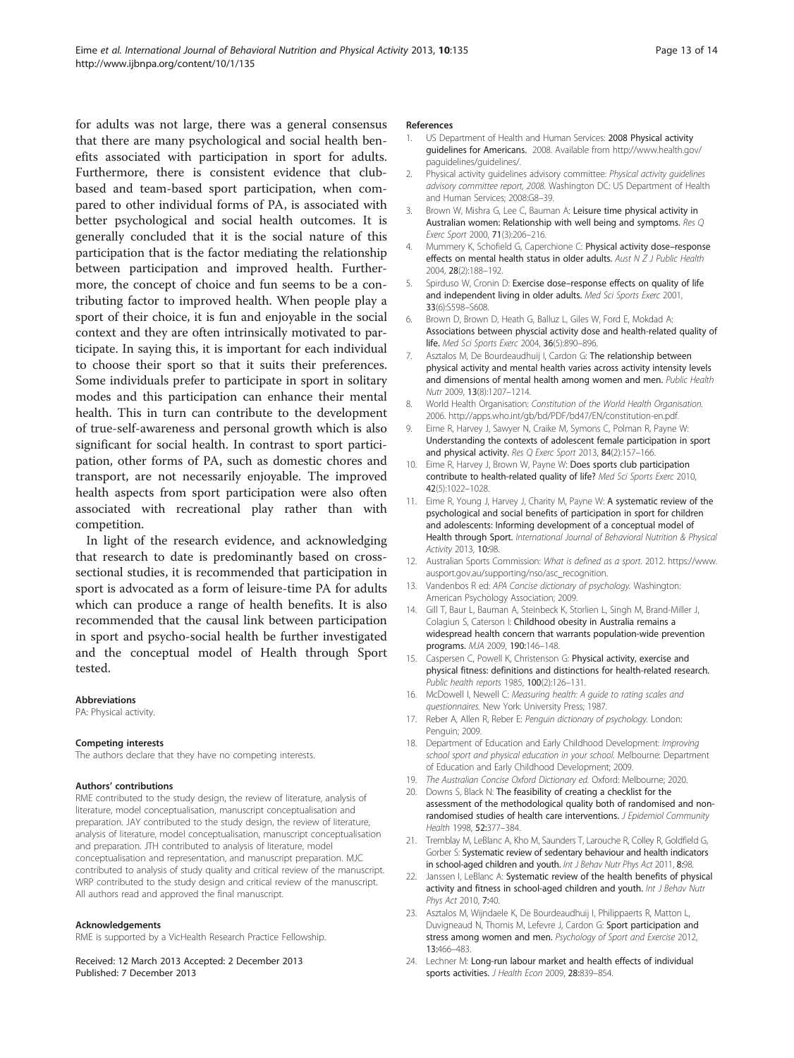for adults was not large, there was a general consensus that there are many psychological and social health benefits associated with participation in sport for adults. Furthermore, there is consistent evidence that club-based and team-based sport participation, when compared to other individual forms of PA, is associated with better psychological and social health outcomes. It is generally concluded that it is the social nature of this participation that is the factor mediating the relationship between participation and improved health. Furthermore, the concept of choice and fun seems to be a contributing factor to improved health. When people play a sport of their choice, it is fun and enjoyable in the social context and they are often intrinsically motivated to participate. In saying this, it is important for each individual to choose their sport so that it suits their preferences. Some individuals prefer to participate in sport in solitary modes and this participation can enhance their mental health. This in turn can contribute to the development of true-self-awareness and personal growth which is also significant for social health. In contrast to sport participation, other forms of PA, such as domestic chores and transport, are not necessarily enjoyable. The improved health aspects from sport participation were also often associated with recreational play rather than with competition.

In light of the research evidence, and acknowledging that research to date is predominantly based on cross-sectional studies, it is recommended that participation in sport is advocated as a form of leisure-time PA for adults which can produce a range of health benefits. It is also recommended that the causal link between participation in sport and psycho-social health be further investigated and the conceptual model of Health through Sport tested.

#### Abbreviations

PA: Physical activity.

#### Competing interests

The authors declare that they have no competing interests.

#### Authors' contributions

RME contributed to the study design, the review of literature, analysis of literature, model conceptualisation, manuscript conceptualisation and preparation. JAY contributed to the study design, the review of literature, analysis of literature, model conceptualisation, manuscript conceptualisation and preparation. JTH contributed to analysis of literature, model conceptualisation and representation, and manuscript preparation. MJC contributed to analysis of study quality and critical review of the manuscript. WRP contributed to the study design and critical review of the manuscript. All authors read and approved the final manuscript.

#### Acknowledgements

RME is supported by a VicHealth Research Practice Fellowship.

Received: 12 March 2013 Accepted: 2 December 2013
Published: 7 December 2013

#### References

1. US Department of Health and Human Services: **2008 Physical activity guidelines for Americans.** 2008. Available from http://www.health.gov/paguidelines/guidelines/.
2. Physical activity guidelines advisory committee: *Physical activity guidelines advisory committee report, 2008.* Washington DC: US Department of Health and Human Services; 2008:G8–39.
3. Brown W, Mishra G, Lee C, Bauman A: **Leisure time physical activity in Australian women: Relationship with well being and symptoms.** *Res Q Exerc Sport* 2000, **71**(3):206–216.
4. Mummery K, Schofield G, Caperchione C: **Physical activity dose–response effects on mental health status in older adults.** *Aust N Z J Public Health* 2004, **28**(2):188–192.
5. Spirduso W, Cronin D: **Exercise dose–response effects on quality of life and independent living in older adults.** *Med Sci Sports Exerc* 2001, **33**(6):S598–S608.
6. Brown D, Brown D, Heath G, Balluz L, Giles W, Ford E, Mokdad A: **Associations between physcial activity dose and health-related quality of life.** *Med Sci Sports Exerc* 2004, **36**(5):890–896.
7. Asztalos M, De Bourdeaudhuij I, Cardon G: **The relationship between physical activity and mental health varies across activity intensity levels and dimensions of mental health among women and men.** *Public Health Nutr* 2009, **13**(8):1207–1214.
8. World Health Organisation: *Constitution of the World Health Organisation.* 2006. http://apps.who.int/gb/bd/PDF/bd47/EN/constitution-en.pdf.
9. Eime R, Harvey J, Sawyer N, Craike M, Symons C, Polman R, Payne W: **Understanding the contexts of adolescent female participation in sport and physical activity.** *Res Q Exerc Sport* 2013, **84**(2):157–166.
10. Eime R, Harvey J, Brown W, Payne W: **Does sports club participation contribute to health-related quality of life?** *Med Sci Sports Exerc* 2010, **42**(5):1022–1028.
11. Eime R, Young J, Harvey J, Charity M, Payne W: **A systematic review of the psychological and social benefits of participation in sport for children and adolescents: Informing development of a conceptual model of Health through Sport.** *International Journal of Behavioral Nutrition & Physical Activity* 2013, **10:**98.
12. Australian Sports Commission: *What is defined as a sport.* 2012. https://www.ausport.gov.au/supporting/nso/asc_recognition.
13. Vandenbos R ed: *APA Concise dictionary of psychology.* Washington: American Psychology Association; 2009.
14. Gill T, Baur L, Bauman A, Steinbeck K, Storlien L, Singh M, Brand-Miller J, Colagiun S, Caterson I: **Childhood obesity in Australia remains a widespread health concern that warrants population-wide prevention programs.** *MJA* 2009, **190:**146–148.
15. Caspersen C, Powell K, Christenson G: **Physical activity, exercise and physical fitness: definitions and distinctions for health-related research.** *Public health reports* 1985, **100**(2):126–131.
16. McDowell I, Newell C: *Measuring health: A guide to rating scales and questionnaires.* New York: University Press; 1987.
17. Reber A, Allen R, Reber E: *Penguin dictionary of psychology.* London: Penguin; 2009.
18. Department of Education and Early Childhood Development: *Improving school sport and physical education in your school.* Melbourne: Department of Education and Early Childhood Development; 2009.
19. *The Australian Concise Oxford Dictionary ed.* Oxford: Melbourne; 2020.
20. Downs S, Black N: **The feasibility of creating a checklist for the assessment of the methodological quality both of randomised and non-randomised studies of health care interventions.** *J Epidemiol Community Health* 1998, **52:**377–384.
21. Tremblay M, LeBlanc A, Kho M, Saunders T, Larouche R, Colley R, Goldfield G, Gorber S: **Systematic review of sedentary behaviour and health indicators in school-aged children and youth.** *Int J Behav Nutr Phys Act* 2011, **8:**98.
22. Janssen I, LeBlanc A: **Systematic review of the health benefits of physical activity and fitness in school-aged children and youth.** *Int J Behav Nutr Phys Act* 2010, **7:**40.
23. Asztalos M, Wijndaele K, De Bourdeaudhuij I, Philippaerts R, Matton L, Duvigneaud N, Thomis M, Lefevre J, Cardon G: **Sport participation and stress among women and men.** *Psychology of Sport and Exercise* 2012, **13:**466–483.
24. Lechner M: **Long-run labour market and health effects of individual sports activities.** *J Health Econ* 2009, **28:**839–854.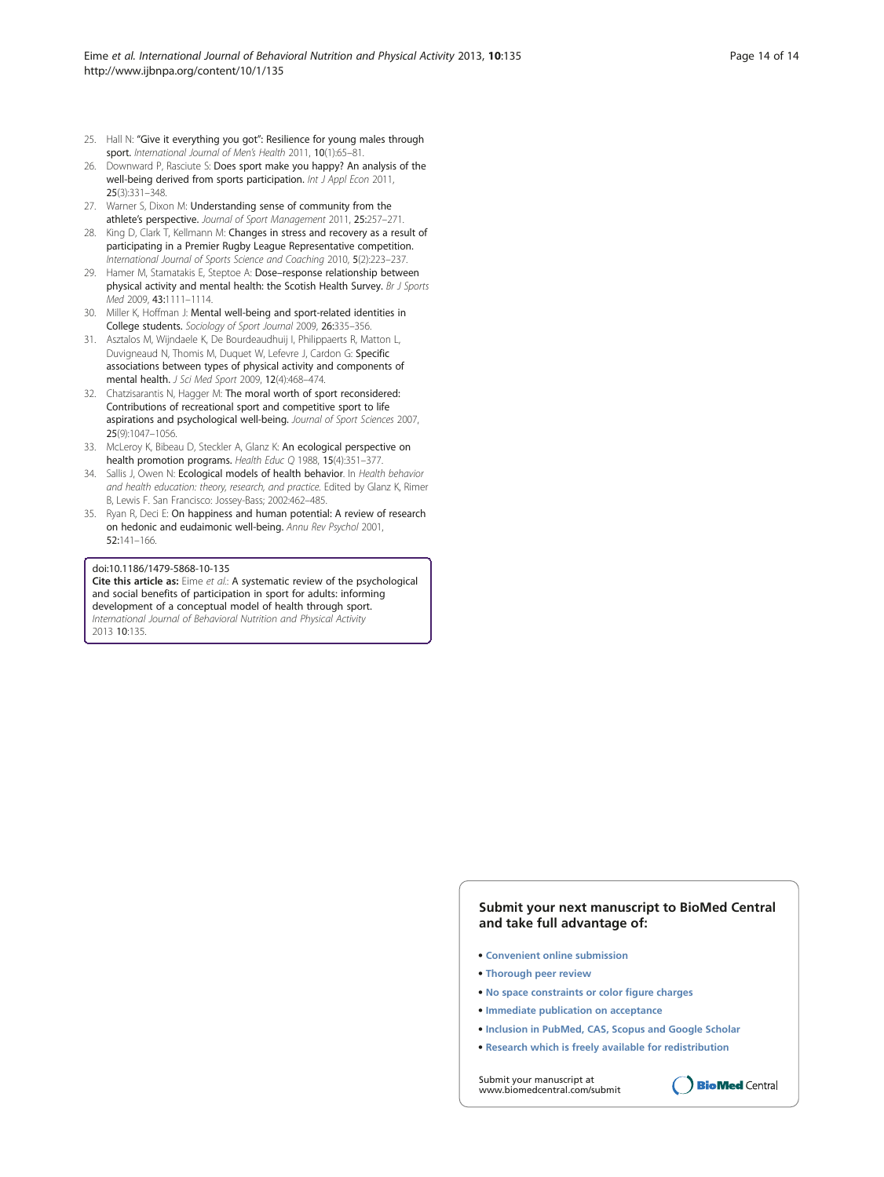25. Hall N: "Give it everything you got": Resilience for young males through sport. *International Journal of Men's Health* 2011, **10**(1):65–81.
26. Downward P, Rasciute S: Does sport make you happy? An analysis of the well-being derived from sports participation. *Int J Appl Econ* 2011, **25**(3):331–348.
27. Warner S, Dixon M: Understanding sense of community from the athlete's perspective. *Journal of Sport Management* 2011, **25**:257–271.
28. King D, Clark T, Kellmann M: Changes in stress and recovery as a result of participating in a Premier Rugby League Representative competition. *International Journal of Sports Science and Coaching* 2010, **5**(2):223–237.
29. Hamer M, Stamatakis E, Steptoe A: Dose–response relationship between physical activity and mental health: the Scottish Health Survey. *Br J Sports Med* 2009, **43**:1111–1114.
30. Miller K, Hoffman J: Mental well-being and sport-related identities in College students. *Sociology of Sport Journal* 2009, **26**:335–356.
31. Asztalos M, Wijndaele K, De Bourdeaudhuij I, Philippaerts R, Matton L, Duvigneaud N, Thomis M, Duquet W, Lefevre J, Cardon G: Specific associations between types of physical activity and components of mental health. *J Sci Med Sport* 2009, **12**(4):468–474.
32. Chatzisarantis N, Hagger M: The moral worth of sport reconsidered: Contributions of recreational sport and competitive sport to life aspirations and psychological well-being. *Journal of Sport Sciences* 2007, **25**(9):1047–1056.
33. McLeroy K, Bibeau D, Steckler A, Glanz K: An ecological perspective on health promotion programs. *Health Educ Q* 1988, **15**(4):351–377.
34. Sallis J, Owen N: Ecological models of health behavior. In *Health behavior and health education: theory, research, and practice.* Edited by Glanz K, Rimer B, Lewis F. San Francisco: Jossey-Bass; 2002:462–485.
35. Ryan R, Deci E: On happiness and human potential: A review of research on hedonic and eudaimonic well-being. *Annu Rev Psychol* 2001, **52**:141–166.

doi:10.1186/1479-5868-10-135
**Cite this article as:** Eime *et al.*: A systematic review of the psychological and social benefits of participation in sport for adults: informing development of a conceptual model of health through sport. *International Journal of Behavioral Nutrition and Physical Activity* 2013 **10**:135.

**Submit your next manuscript to BioMed Central and take full advantage of:**

- **Convenient online submission**
- **Thorough peer review**
- **No space constraints or color figure charges**
- **Immediate publication on acceptance**
- **Inclusion in PubMed, CAS, Scopus and Google Scholar**
- **Research which is freely available for redistribution**

Submit your manuscript at
www.biomedcentral.com/submit

BioMed Central